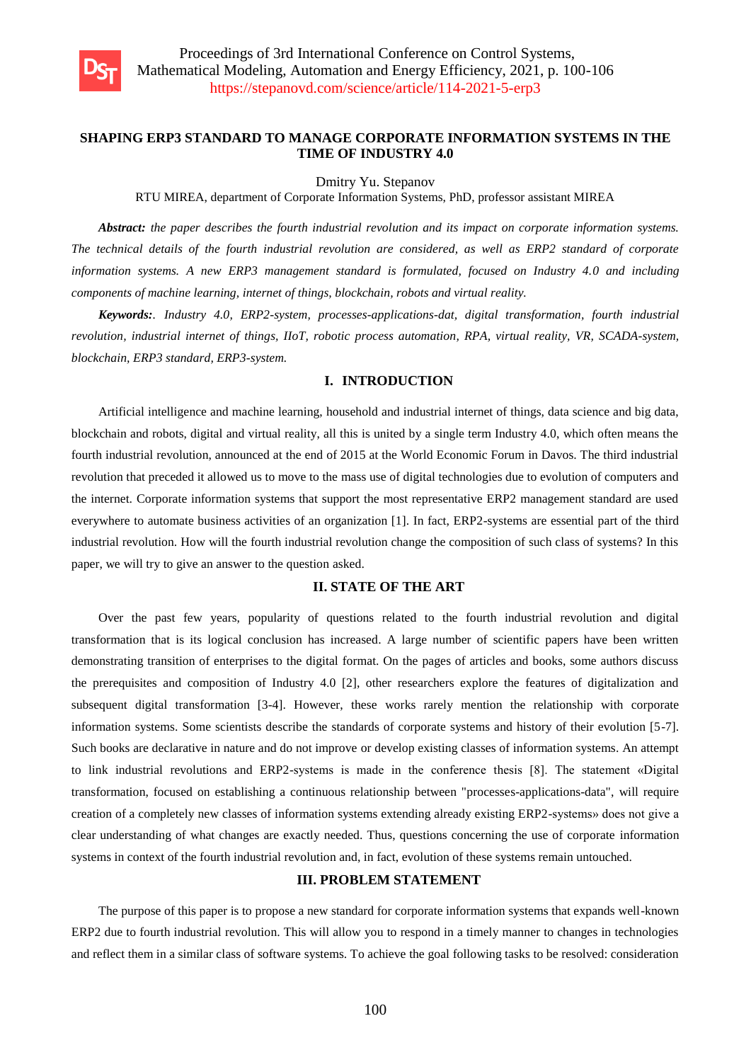# SHAPING ERP3 STANDARD TO MANAGE CORPORATE INFORMATION SYSTEMS IN THE TIME OF INDUSTRY 4.0

Dmitry Yu. Stepanov

RTU MIREA, department of Corporate Information Systems, PhD, professor assistant MIREA

***Abstract:*** *the paper describes the fourth industrial revolution and its impact on corporate information systems. The technical details of the fourth industrial revolution are considered, as well as ERP2 standard of corporate information systems. A new ERP3 management standard is formulated, focused on Industry 4.0 and including components of machine learning, internet of things, blockchain, robots and virtual reality.*

***Keywords:*** *. Industry 4.0, ERP2-system, processes-applications-dat, digital transformation, fourth industrial revolution, industrial internet of things, IIoT, robotic process automation, RPA, virtual reality, VR, SCADA-system, blockchain, ERP3 standard, ERP3-system.*

## I. INTRODUCTION

Artificial intelligence and machine learning, household and industrial internet of things, data science and big data, blockchain and robots, digital and virtual reality, all this is united by a single term Industry 4.0, which often means the fourth industrial revolution, announced at the end of 2015 at the World Economic Forum in Davos. The third industrial revolution that preceded it allowed us to move to the mass use of digital technologies due to evolution of computers and the internet. Corporate information systems that support the most representative ERP2 management standard are used everywhere to automate business activities of an organization [1]. In fact, ERP2-systems are essential part of the third industrial revolution. How will the fourth industrial revolution change the composition of such class of systems? In this paper, we will try to give an answer to the question asked.

## II. STATE OF THE ART

Over the past few years, popularity of questions related to the fourth industrial revolution and digital transformation that is its logical conclusion has increased. A large number of scientific papers have been written demonstrating transition of enterprises to the digital format. On the pages of articles and books, some authors discuss the prerequisites and composition of Industry 4.0 [2], other researchers explore the features of digitalization and subsequent digital transformation [3-4]. However, these works rarely mention the relationship with corporate information systems. Some scientists describe the standards of corporate systems and history of their evolution [5-7]. Such books are declarative in nature and do not improve or develop existing classes of information systems. An attempt to link industrial revolutions and ERP2-systems is made in the conference thesis [8]. The statement «Digital transformation, focused on establishing a continuous relationship between "processes-applications-data", will require creation of a completely new classes of information systems extending already existing ERP2-systems» does not give a clear understanding of what changes are exactly needed. Thus, questions concerning the use of corporate information systems in context of the fourth industrial revolution and, in fact, evolution of these systems remain untouched.

## III. PROBLEM STATEMENT

The purpose of this paper is to propose a new standard for corporate information systems that expands well-known ERP2 due to fourth industrial revolution. This will allow you to respond in a timely manner to changes in technologies and reflect them in a similar class of software systems. To achieve the goal following tasks to be resolved: consideration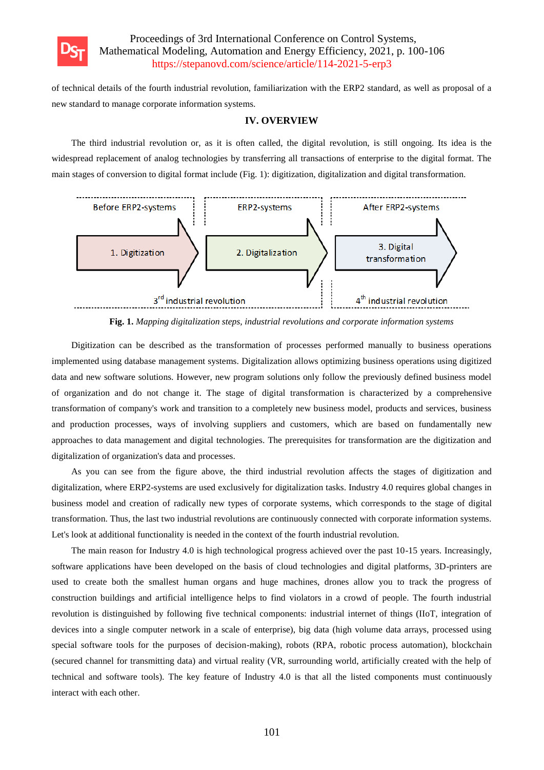of technical details of the fourth industrial revolution, familiarization with the ERP2 standard, as well as proposal of a new standard to manage corporate information systems.

## IV. OVERVIEW

The third industrial revolution or, as it is often called, the digital revolution, is still ongoing. Its idea is the widespread replacement of analog technologies by transferring all transactions of enterprise to the digital format. The main stages of conversion to digital format include (Fig. 1): digitization, digitalization and digital transformation.

| Before ERP2-systems | ERP2-systems | After ERP2-systems |
|---|---|---|
| 1. Digitization | 2. Digitalization | 3. Digital transformation |
| 3rd industrial revolution | | 4th industrial revolution |

**Fig. 1.** *Mapping digitalization steps, industrial revolutions and corporate information systems*

Digitization can be described as the transformation of processes performed manually to business operations implemented using database management systems. Digitalization allows optimizing business operations using digitized data and new software solutions. However, new program solutions only follow the previously defined business model of organization and do not change it. The stage of digital transformation is characterized by a comprehensive transformation of company's work and transition to a completely new business model, products and services, business and production processes, ways of involving suppliers and customers, which are based on fundamentally new approaches to data management and digital technologies. The prerequisites for transformation are the digitization and digitalization of organization's data and processes.

As you can see from the figure above, the third industrial revolution affects the stages of digitization and digitalization, where ERP2-systems are used exclusively for digitalization tasks. Industry 4.0 requires global changes in business model and creation of radically new types of corporate systems, which corresponds to the stage of digital transformation. Thus, the last two industrial revolutions are continuously connected with corporate information systems. Let's look at additional functionality is needed in the context of the fourth industrial revolution.

The main reason for Industry 4.0 is high technological progress achieved over the past 10-15 years. Increasingly, software applications have been developed on the basis of cloud technologies and digital platforms, 3D-printers are used to create both the smallest human organs and huge machines, drones allow you to track the progress of construction buildings and artificial intelligence helps to find violators in a crowd of people. The fourth industrial revolution is distinguished by following five technical components: industrial internet of things (IIoT, integration of devices into a single computer network in a scale of enterprise), big data (high volume data arrays, processed using special software tools for the purposes of decision-making), robots (RPA, robotic process automation), blockchain (secured channel for transmitting data) and virtual reality (VR, surrounding world, artificially created with the help of technical and software tools). The key feature of Industry 4.0 is that all the listed components must continuously interact with each other.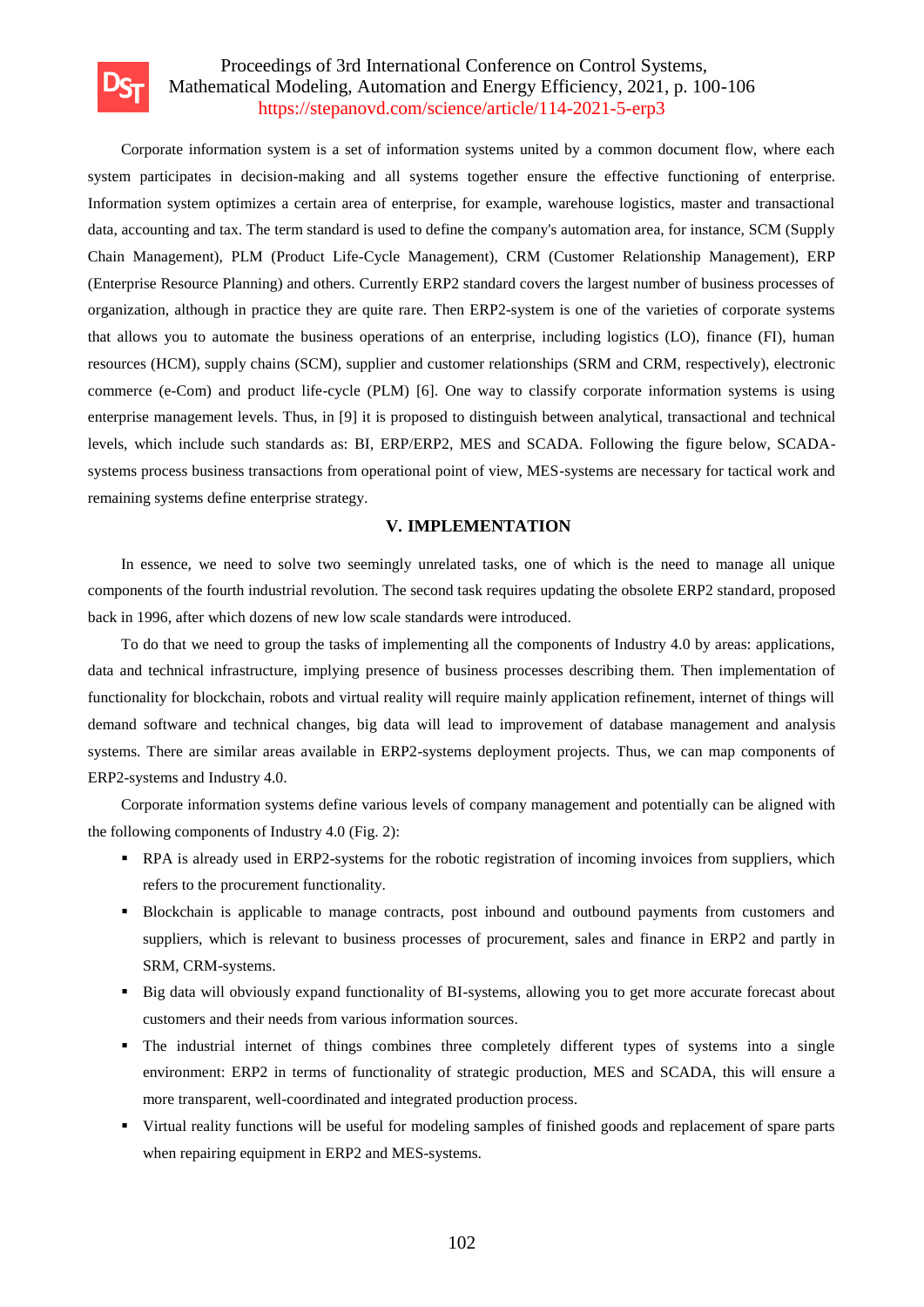Corporate information system is a set of information systems united by a common document flow, where each system participates in decision-making and all systems together ensure the effective functioning of enterprise. Information system optimizes a certain area of enterprise, for example, warehouse logistics, master and transactional data, accounting and tax. The term standard is used to define the company's automation area, for instance, SCM (Supply Chain Management), PLM (Product Life-Cycle Management), CRM (Customer Relationship Management), ERP (Enterprise Resource Planning) and others. Currently ERP2 standard covers the largest number of business processes of organization, although in practice they are quite rare. Then ERP2-system is one of the varieties of corporate systems that allows you to automate the business operations of an enterprise, including logistics (LO), finance (FI), human resources (HCM), supply chains (SCM), supplier and customer relationships (SRM and CRM, respectively), electronic commerce (e-Com) and product life-cycle (PLM) [6]. One way to classify corporate information systems is using enterprise management levels. Thus, in [9] it is proposed to distinguish between analytical, transactional and technical levels, which include such standards as: BI, ERP/ERP2, MES and SCADA. Following the figure below, SCADA-systems process business transactions from operational point of view, MES-systems are necessary for tactical work and remaining systems define enterprise strategy.

## V. IMPLEMENTATION

In essence, we need to solve two seemingly unrelated tasks, one of which is the need to manage all unique components of the fourth industrial revolution. The second task requires updating the obsolete ERP2 standard, proposed back in 1996, after which dozens of new low scale standards were introduced.

To do that we need to group the tasks of implementing all the components of Industry 4.0 by areas: applications, data and technical infrastructure, implying presence of business processes describing them. Then implementation of functionality for blockchain, robots and virtual reality will require mainly application refinement, internet of things will demand software and technical changes, big data will lead to improvement of database management and analysis systems. There are similar areas available in ERP2-systems deployment projects. Thus, we can map components of ERP2-systems and Industry 4.0.

Corporate information systems define various levels of company management and potentially can be aligned with the following components of Industry 4.0 (Fig. 2):

- RPA is already used in ERP2-systems for the robotic registration of incoming invoices from suppliers, which refers to the procurement functionality.
- Blockchain is applicable to manage contracts, post inbound and outbound payments from customers and suppliers, which is relevant to business processes of procurement, sales and finance in ERP2 and partly in SRM, CRM-systems.
- Big data will obviously expand functionality of BI-systems, allowing you to get more accurate forecast about customers and their needs from various information sources.
- The industrial internet of things combines three completely different types of systems into a single environment: ERP2 in terms of functionality of strategic production, MES and SCADA, this will ensure a more transparent, well-coordinated and integrated production process.
- Virtual reality functions will be useful for modeling samples of finished goods and replacement of spare parts when repairing equipment in ERP2 and MES-systems.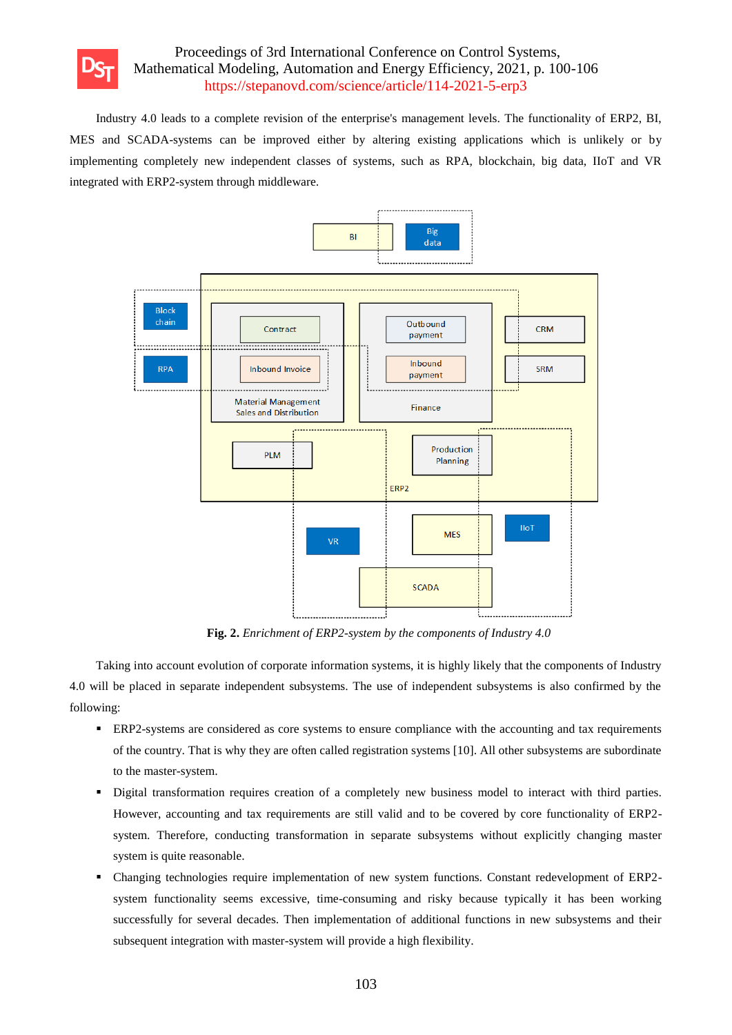Industry 4.0 leads to a complete revision of the enterprise's management levels. The functionality of ERP2, BI, MES and SCADA-systems can be improved either by altering existing applications which is unlikely or by implementing completely new independent classes of systems, such as RPA, blockchain, big data, IIoT and VR integrated with ERP2-system through middleware.

**Fig. 2.** *Enrichment of ERP2-system by the components of Industry 4.0*

Taking into account evolution of corporate information systems, it is highly likely that the components of Industry 4.0 will be placed in separate independent subsystems. The use of independent subsystems is also confirmed by the following:

- ERP2-systems are considered as core systems to ensure compliance with the accounting and tax requirements of the country. That is why they are often called registration systems [10]. All other subsystems are subordinate to the master-system.
- Digital transformation requires creation of a completely new business model to interact with third parties. However, accounting and tax requirements are still valid and to be covered by core functionality of ERP2-system. Therefore, conducting transformation in separate subsystems without explicitly changing master system is quite reasonable.
- Changing technologies require implementation of new system functions. Constant redevelopment of ERP2-system functionality seems excessive, time-consuming and risky because typically it has been working successfully for several decades. Then implementation of additional functions in new subsystems and their subsequent integration with master-system will provide a high flexibility.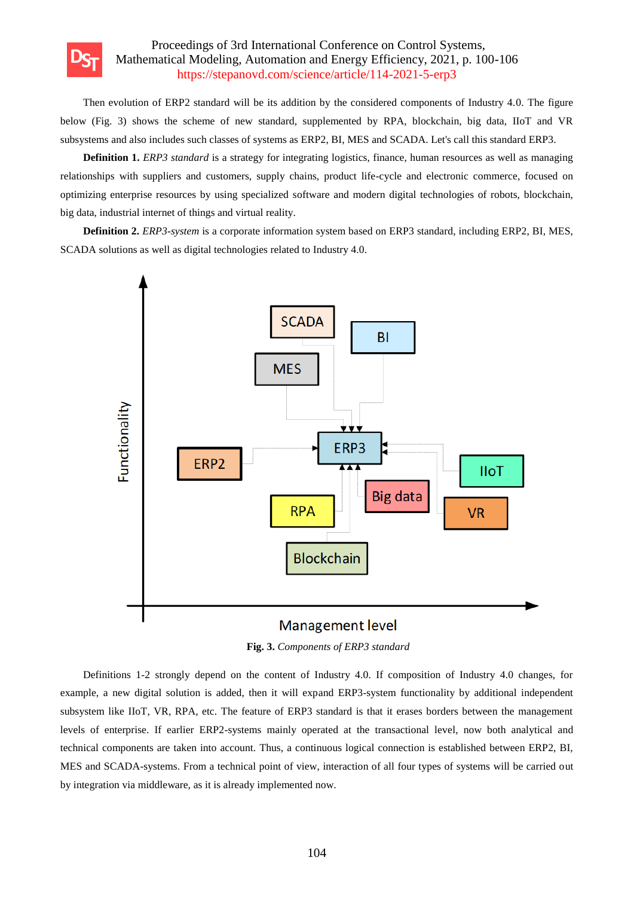Then evolution of ERP2 standard will be its addition by the considered components of Industry 4.0. The figure below (Fig. 3) shows the scheme of new standard, supplemented by RPA, blockchain, big data, IIoT and VR subsystems and also includes such classes of systems as ERP2, BI, MES and SCADA. Let's call this standard ERP3.

**Definition 1.** *ERP3 standard* is a strategy for integrating logistics, finance, human resources as well as managing relationships with suppliers and customers, supply chains, product life-cycle and electronic commerce, focused on optimizing enterprise resources by using specialized software and modern digital technologies of robots, blockchain, big data, industrial internet of things and virtual reality.

**Definition 2.** *ERP3-system* is a corporate information system based on ERP3 standard, including ERP2, BI, MES, SCADA solutions as well as digital technologies related to Industry 4.0.

**Fig. 3.** *Components of ERP3 standard*

Definitions 1-2 strongly depend on the content of Industry 4.0. If composition of Industry 4.0 changes, for example, a new digital solution is added, then it will expand ERP3-system functionality by additional independent subsystem like IIoT, VR, RPA, etc. The feature of ERP3 standard is that it erases borders between the management levels of enterprise. If earlier ERP2-systems mainly operated at the transactional level, now both analytical and technical components are taken into account. Thus, a continuous logical connection is established between ERP2, BI, MES and SCADA-systems. From a technical point of view, interaction of all four types of systems will be carried out by integration via middleware, as it is already implemented now.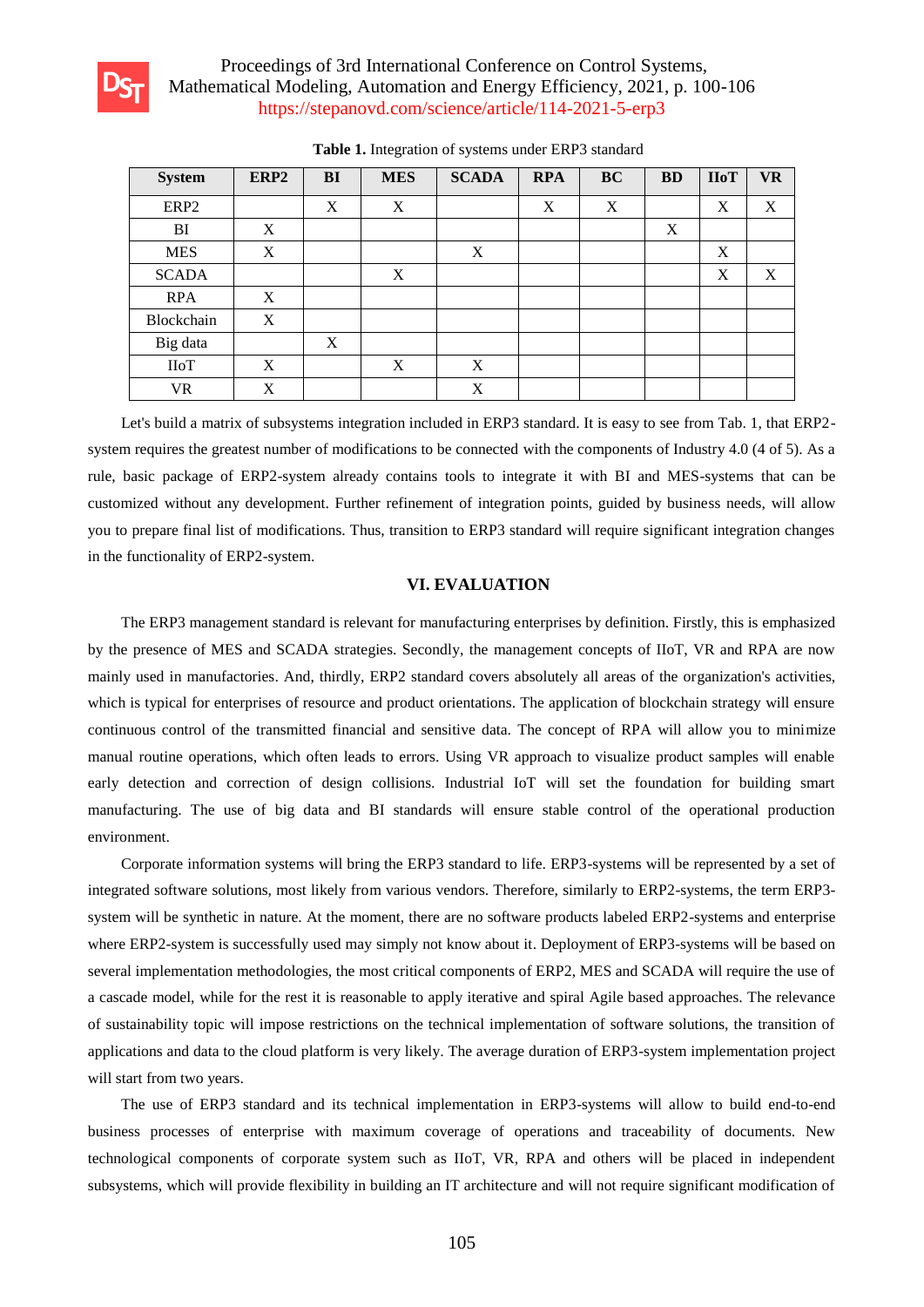**Table 1.** Integration of systems under ERP3 standard

| System | ERP2 | BI | MES | SCADA | RPA | BC | BD | IIoT | VR |
|---|---|---|---|---|---|---|---|---|---|
| ERP2 | | X | X | | X | X | | X | X |
| BI | X | | | | | | X | | |
| MES | X | | | X | | | | X | |
| SCADA | | | X | | | | | X | X |
| RPA | X | | | | | | | | |
| Blockchain | X | | | | | | | | |
| Big data | | X | | | | | | | |
| IIoT | X | | X | X | | | | | |
| VR | X | | | X | | | | | |

Let's build a matrix of subsystems integration included in ERP3 standard. It is easy to see from Tab. 1, that ERP2-system requires the greatest number of modifications to be connected with the components of Industry 4.0 (4 of 5). As a rule, basic package of ERP2-system already contains tools to integrate it with BI and MES-systems that can be customized without any development. Further refinement of integration points, guided by business needs, will allow you to prepare final list of modifications. Thus, transition to ERP3 standard will require significant integration changes in the functionality of ERP2-system.

## VI. EVALUATION

The ERP3 management standard is relevant for manufacturing enterprises by definition. Firstly, this is emphasized by the presence of MES and SCADA strategies. Secondly, the management concepts of IIoT, VR and RPA are now mainly used in manufactories. And, thirdly, ERP2 standard covers absolutely all areas of the organization's activities, which is typical for enterprises of resource and product orientations. The application of blockchain strategy will ensure continuous control of the transmitted financial and sensitive data. The concept of RPA will allow you to minimize manual routine operations, which often leads to errors. Using VR approach to visualize product samples will enable early detection and correction of design collisions. Industrial IoT will set the foundation for building smart manufacturing. The use of big data and BI standards will ensure stable control of the operational production environment.

Corporate information systems will bring the ERP3 standard to life. ERP3-systems will be represented by a set of integrated software solutions, most likely from various vendors. Therefore, similarly to ERP2-systems, the term ERP3-system will be synthetic in nature. At the moment, there are no software products labeled ERP2-systems and enterprise where ERP2-system is successfully used may simply not know about it. Deployment of ERP3-systems will be based on several implementation methodologies, the most critical components of ERP2, MES and SCADA will require the use of a cascade model, while for the rest it is reasonable to apply iterative and spiral Agile based approaches. The relevance of sustainability topic will impose restrictions on the technical implementation of software solutions, the transition of applications and data to the cloud platform is very likely. The average duration of ERP3-system implementation project will start from two years.

The use of ERP3 standard and its technical implementation in ERP3-systems will allow to build end-to-end business processes of enterprise with maximum coverage of operations and traceability of documents. New technological components of corporate system such as IIoT, VR, RPA and others will be placed in independent subsystems, which will provide flexibility in building an IT architecture and will not require significant modification of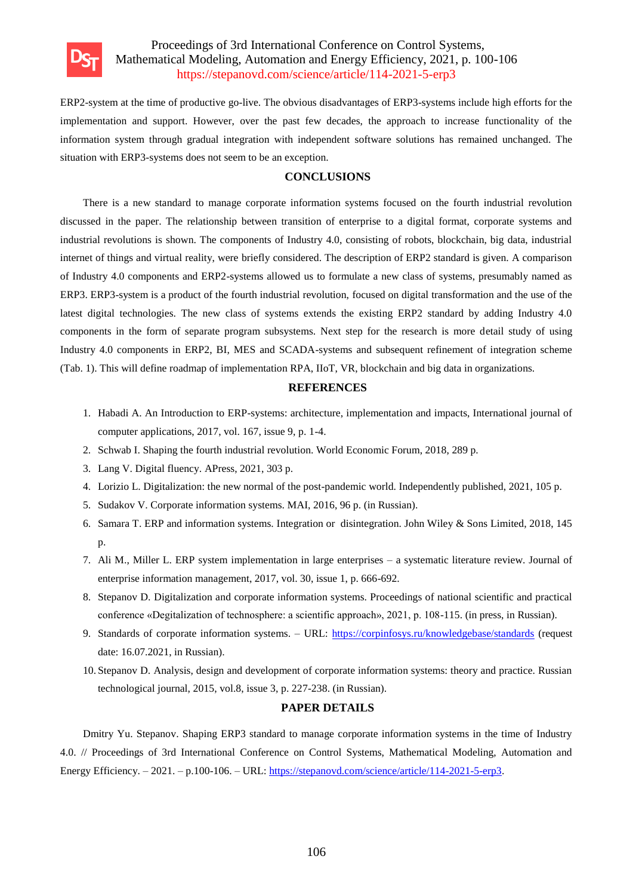ERP2-system at the time of productive go-live. The obvious disadvantages of ERP3-systems include high efforts for the implementation and support. However, over the past few decades, the approach to increase functionality of the information system through gradual integration with independent software solutions has remained unchanged. The situation with ERP3-systems does not seem to be an exception.

## CONCLUSIONS

There is a new standard to manage corporate information systems focused on the fourth industrial revolution discussed in the paper. The relationship between transition of enterprise to a digital format, corporate systems and industrial revolutions is shown. The components of Industry 4.0, consisting of robots, blockchain, big data, industrial internet of things and virtual reality, were briefly considered. The description of ERP2 standard is given. A comparison of Industry 4.0 components and ERP2-systems allowed us to formulate a new class of systems, presumably named as ERP3. ERP3-system is a product of the fourth industrial revolution, focused on digital transformation and the use of the latest digital technologies. The new class of systems extends the existing ERP2 standard by adding Industry 4.0 components in the form of separate program subsystems. Next step for the research is more detail study of using Industry 4.0 components in ERP2, BI, MES and SCADA-systems and subsequent refinement of integration scheme (Tab. 1). This will define roadmap of implementation RPA, IIoT, VR, blockchain and big data in organizations.

## REFERENCES

1. Habadi A. An Introduction to ERP-systems: architecture, implementation and impacts, International journal of computer applications, 2017, vol. 167, issue 9, p. 1-4.
2. Schwab I. Shaping the fourth industrial revolution. World Economic Forum, 2018, 289 p.
3. Lang V. Digital fluency. APress, 2021, 303 p.
4. Lorizio L. Digitalization: the new normal of the post-pandemic world. Independently published, 2021, 105 p.
5. Sudakov V. Corporate information systems. MAI, 2016, 96 p. (in Russian).
6. Samara T. ERP and information systems. Integration or disintegration. John Wiley & Sons Limited, 2018, 145 p.
7. Ali M., Miller L. ERP system implementation in large enterprises – a systematic literature review. Journal of enterprise information management, 2017, vol. 30, issue 1, p. 666-692.
8. Stepanov D. Digitalization and corporate information systems. Proceedings of national scientific and practical conference «Degitalization of technosphere: a scientific approach», 2021, p. 108-115. (in press, in Russian).
9. Standards of corporate information systems. – URL: https://corpinfosys.ru/knowledgebase/standards (request date: 16.07.2021, in Russian).
10. Stepanov D. Analysis, design and development of corporate information systems: theory and practice. Russian technological journal, 2015, vol.8, issue 3, p. 227-238. (in Russian).

## PAPER DETAILS

Dmitry Yu. Stepanov. Shaping ERP3 standard to manage corporate information systems in the time of Industry 4.0. // Proceedings of 3rd International Conference on Control Systems, Mathematical Modeling, Automation and Energy Efficiency. – 2021. – p.100-106. – URL: https://stepanovd.com/science/article/114-2021-5-erp3.